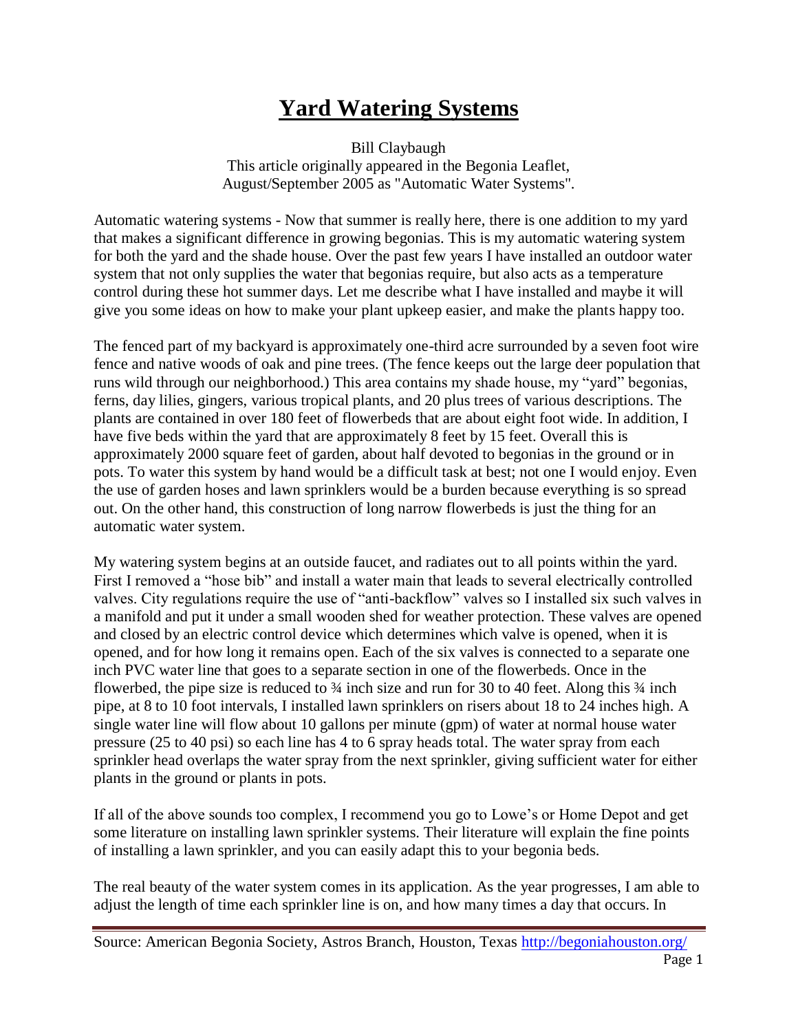# Yard Watering Systems

Bill Claybaugh
This article originally appeared in the Begonia Leaflet,
August/September 2005 as "Automatic Water Systems".

Automatic watering systems - Now that summer is really here, there is one addition to my yard that makes a significant difference in growing begonias. This is my automatic watering system for both the yard and the shade house. Over the past few years I have installed an outdoor water system that not only supplies the water that begonias require, but also acts as a temperature control during these hot summer days. Let me describe what I have installed and maybe it will give you some ideas on how to make your plant upkeep easier, and make the plants happy too.

The fenced part of my backyard is approximately one-third acre surrounded by a seven foot wire fence and native woods of oak and pine trees. (The fence keeps out the large deer population that runs wild through our neighborhood.) This area contains my shade house, my "yard" begonias, ferns, day lilies, gingers, various tropical plants, and 20 plus trees of various descriptions. The plants are contained in over 180 feet of flowerbeds that are about eight foot wide. In addition, I have five beds within the yard that are approximately 8 feet by 15 feet. Overall this is approximately 2000 square feet of garden, about half devoted to begonias in the ground or in pots. To water this system by hand would be a difficult task at best; not one I would enjoy. Even the use of garden hoses and lawn sprinklers would be a burden because everything is so spread out. On the other hand, this construction of long narrow flowerbeds is just the thing for an automatic water system.

My watering system begins at an outside faucet, and radiates out to all points within the yard. First I removed a "hose bib" and install a water main that leads to several electrically controlled valves. City regulations require the use of "anti-backflow" valves so I installed six such valves in a manifold and put it under a small wooden shed for weather protection. These valves are opened and closed by an electric control device which determines which valve is opened, when it is opened, and for how long it remains open. Each of the six valves is connected to a separate one inch PVC water line that goes to a separate section in one of the flowerbeds. Once in the flowerbed, the pipe size is reduced to ¾ inch size and run for 30 to 40 feet. Along this ¾ inch pipe, at 8 to 10 foot intervals, I installed lawn sprinklers on risers about 18 to 24 inches high. A single water line will flow about 10 gallons per minute (gpm) of water at normal house water pressure (25 to 40 psi) so each line has 4 to 6 spray heads total. The water spray from each sprinkler head overlaps the water spray from the next sprinkler, giving sufficient water for either plants in the ground or plants in pots.

If all of the above sounds too complex, I recommend you go to Lowe's or Home Depot and get some literature on installing lawn sprinkler systems. Their literature will explain the fine points of installing a lawn sprinkler, and you can easily adapt this to your begonia beds.

The real beauty of the water system comes in its application. As the year progresses, I am able to adjust the length of time each sprinkler line is on, and how many times a day that occurs. In

Source: American Begonia Society, Astros Branch, Houston, Texas http://begoniahouston.org/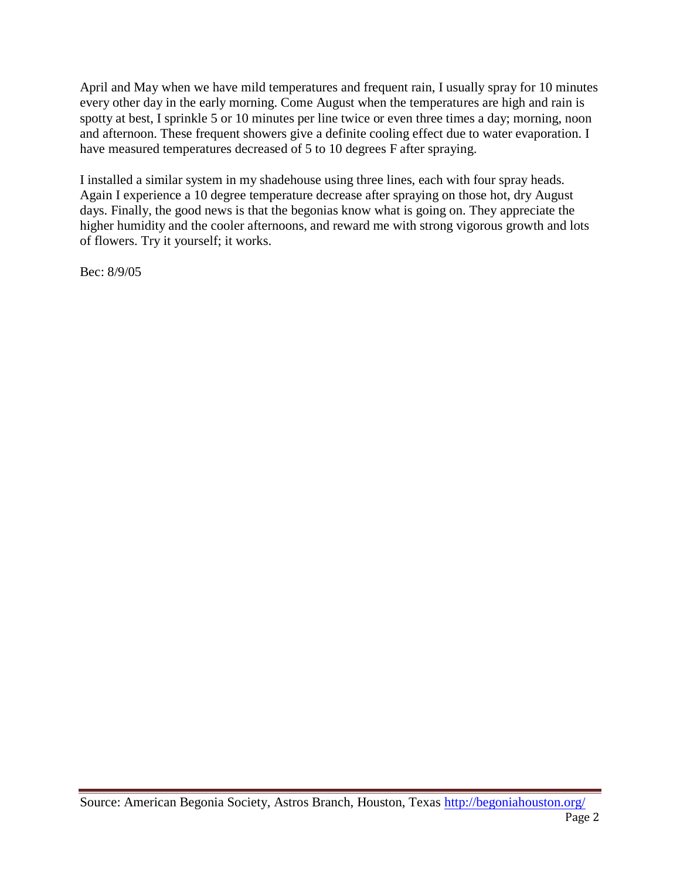April and May when we have mild temperatures and frequent rain, I usually spray for 10 minutes every other day in the early morning. Come August when the temperatures are high and rain is spotty at best, I sprinkle 5 or 10 minutes per line twice or even three times a day; morning, noon and afternoon. These frequent showers give a definite cooling effect due to water evaporation. I have measured temperatures decreased of 5 to 10 degrees F after spraying.

I installed a similar system in my shadehouse using three lines, each with four spray heads. Again I experience a 10 degree temperature decrease after spraying on those hot, dry August days. Finally, the good news is that the begonias know what is going on. They appreciate the higher humidity and the cooler afternoons, and reward me with strong vigorous growth and lots of flowers. Try it yourself; it works.

Bec: 8/9/05